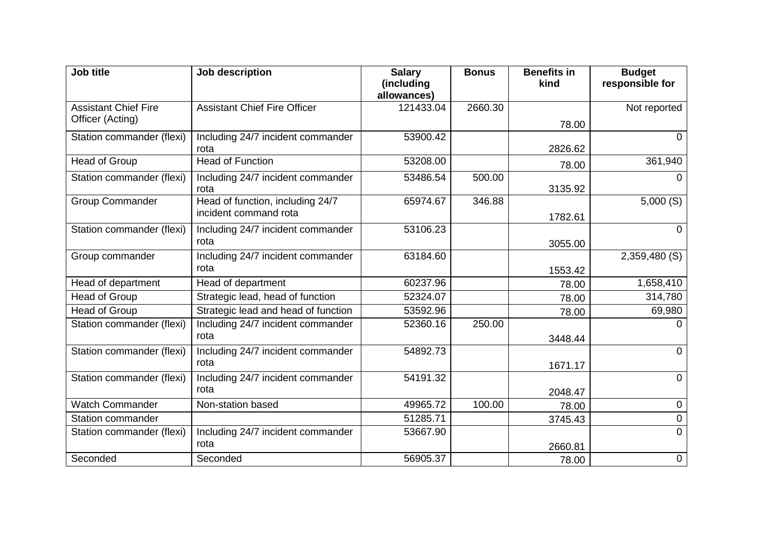| Job title | Job description | Salary (including allowances) | Bonus | Benefits in kind | Budget responsible for |
|---|---|---|---|---|---|
| Assistant Chief Fire Officer (Acting) | Assistant Chief Fire Officer | 121433.04 | 2660.30 | 78.00 | Not reported |
| Station commander (flexi) | Including 24/7 incident commander rota | 53900.42 | | 2826.62 | 0 |
| Head of Group | Head of Function | 53208.00 | | 78.00 | 361,940 |
| Station commander (flexi) | Including 24/7 incident commander rota | 53486.54 | 500.00 | 3135.92 | 0 |
| Group Commander | Head of function, including 24/7 incident command rota | 65974.67 | 346.88 | 1782.61 | 5,000 (S) |
| Station commander (flexi) | Including 24/7 incident commander rota | 53106.23 | | 3055.00 | 0 |
| Group commander | Including 24/7 incident commander rota | 63184.60 | | 1553.42 | 2,359,480 (S) |
| Head of department | Head of department | 60237.96 | | 78.00 | 1,658,410 |
| Head of Group | Strategic lead, head of function | 52324.07 | | 78.00 | 314,780 |
| Head of Group | Strategic lead and head of function | 53592.96 | | 78.00 | 69,980 |
| Station commander (flexi) | Including 24/7 incident commander rota | 52360.16 | 250.00 | 3448.44 | 0 |
| Station commander (flexi) | Including 24/7 incident commander rota | 54892.73 | | 1671.17 | 0 |
| Station commander (flexi) | Including 24/7 incident commander rota | 54191.32 | | 2048.47 | 0 |
| Watch Commander | Non-station based | 49965.72 | 100.00 | 78.00 | 0 |
| Station commander | | 51285.71 | | 3745.43 | 0 |
| Station commander (flexi) | Including 24/7 incident commander rota | 53667.90 | | 2660.81 | 0 |
| Seconded | Seconded | 56905.37 | | 78.00 | 0 |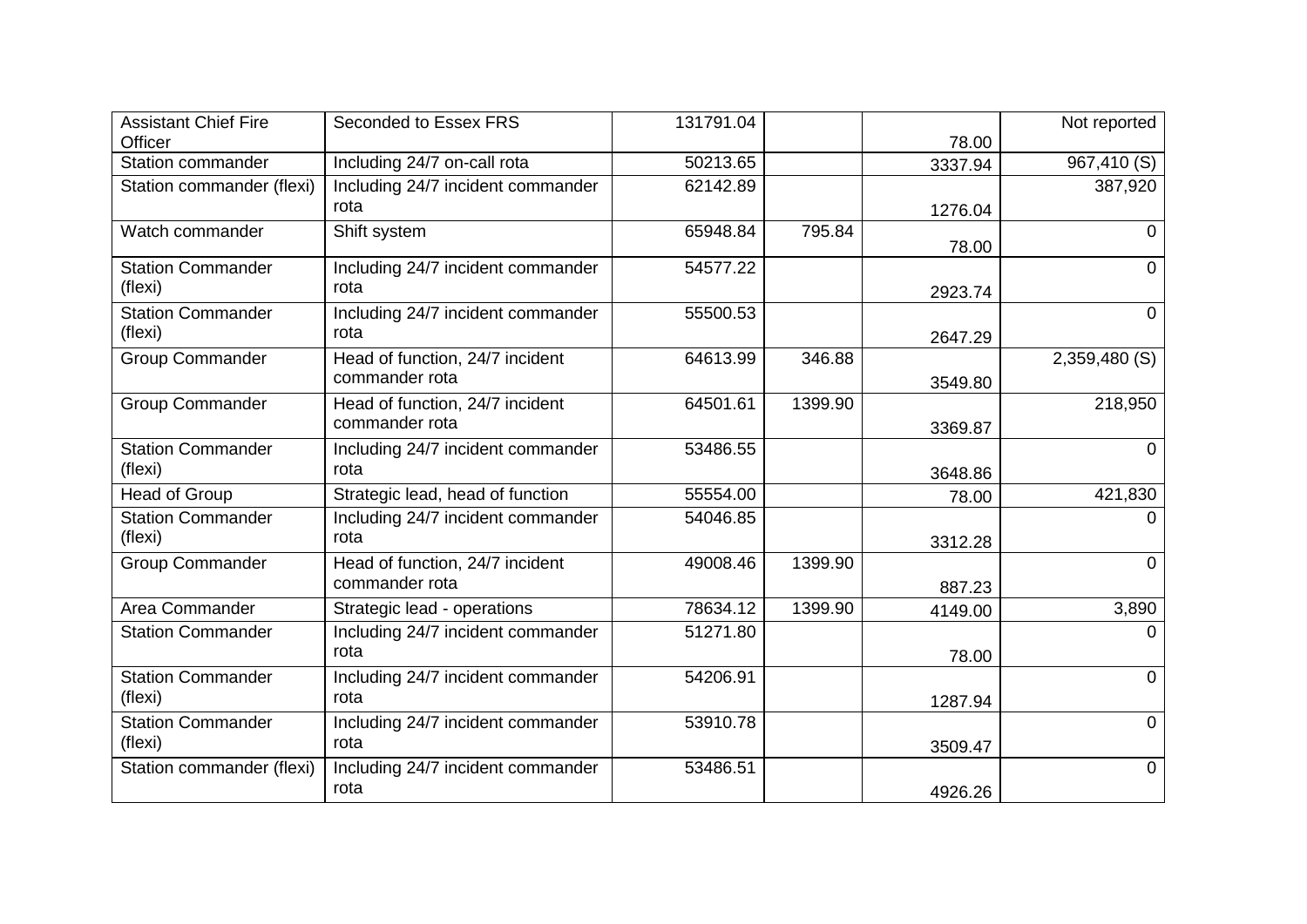| | | | | | |
|---|---|---|---|---|---|
| Assistant Chief Fire Officer | Seconded to Essex FRS | 131791.04 | | 78.00 | Not reported |
| Station commander | Including 24/7 on-call rota | 50213.65 | | 3337.94 | 967,410 (S) |
| Station commander (flexi) | Including 24/7 incident commander rota | 62142.89 | | 1276.04 | 387,920 |
| Watch commander | Shift system | 65948.84 | 795.84 | 78.00 | 0 |
| Station Commander (flexi) | Including 24/7 incident commander rota | 54577.22 | | 2923.74 | 0 |
| Station Commander (flexi) | Including 24/7 incident commander rota | 55500.53 | | 2647.29 | 0 |
| Group Commander | Head of function, 24/7 incident commander rota | 64613.99 | 346.88 | 3549.80 | 2,359,480 (S) |
| Group Commander | Head of function, 24/7 incident commander rota | 64501.61 | 1399.90 | 3369.87 | 218,950 |
| Station Commander (flexi) | Including 24/7 incident commander rota | 53486.55 | | 3648.86 | 0 |
| Head of Group | Strategic lead, head of function | 55554.00 | | 78.00 | 421,830 |
| Station Commander (flexi) | Including 24/7 incident commander rota | 54046.85 | | 3312.28 | 0 |
| Group Commander | Head of function, 24/7 incident commander rota | 49008.46 | 1399.90 | 887.23 | 0 |
| Area Commander | Strategic lead - operations | 78634.12 | 1399.90 | 4149.00 | 3,890 |
| Station Commander | Including 24/7 incident commander rota | 51271.80 | | 78.00 | 0 |
| Station Commander (flexi) | Including 24/7 incident commander rota | 54206.91 | | 1287.94 | 0 |
| Station Commander (flexi) | Including 24/7 incident commander rota | 53910.78 | | 3509.47 | 0 |
| Station commander (flexi) | Including 24/7 incident commander rota | 53486.51 | | 4926.26 | 0 |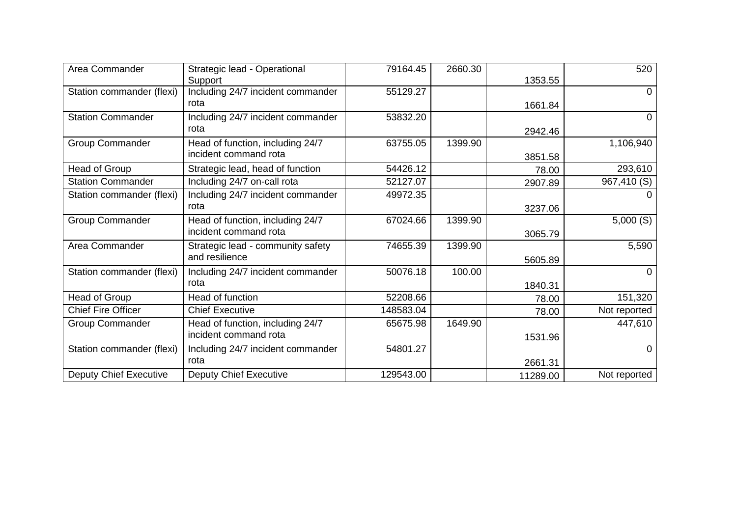| | | | | | |
|---|---|---|---|---|---|
| Area Commander | Strategic lead - Operational Support | 79164.45 | 2660.30 | 1353.55 | 520 |
| Station commander (flexi) | Including 24/7 incident commander rota | 55129.27 | | 1661.84 | 0 |
| Station Commander | Including 24/7 incident commander rota | 53832.20 | | 2942.46 | 0 |
| Group Commander | Head of function, including 24/7 incident command rota | 63755.05 | 1399.90 | 3851.58 | 1,106,940 |
| Head of Group | Strategic lead, head of function | 54426.12 | | 78.00 | 293,610 |
| Station Commander | Including 24/7 on-call rota | 52127.07 | | 2907.89 | 967,410 (S) |
| Station commander (flexi) | Including 24/7 incident commander rota | 49972.35 | | 3237.06 | 0 |
| Group Commander | Head of function, including 24/7 incident command rota | 67024.66 | 1399.90 | 3065.79 | 5,000 (S) |
| Area Commander | Strategic lead - community safety and resilience | 74655.39 | 1399.90 | 5605.89 | 5,590 |
| Station commander (flexi) | Including 24/7 incident commander rota | 50076.18 | 100.00 | 1840.31 | 0 |
| Head of Group | Head of function | 52208.66 | | 78.00 | 151,320 |
| Chief Fire Officer | Chief Executive | 148583.04 | | 78.00 | Not reported |
| Group Commander | Head of function, including 24/7 incident command rota | 65675.98 | 1649.90 | 1531.96 | 447,610 |
| Station commander (flexi) | Including 24/7 incident commander rota | 54801.27 | | 2661.31 | 0 |
| Deputy Chief Executive | Deputy Chief Executive | 129543.00 | | 11289.00 | Not reported |